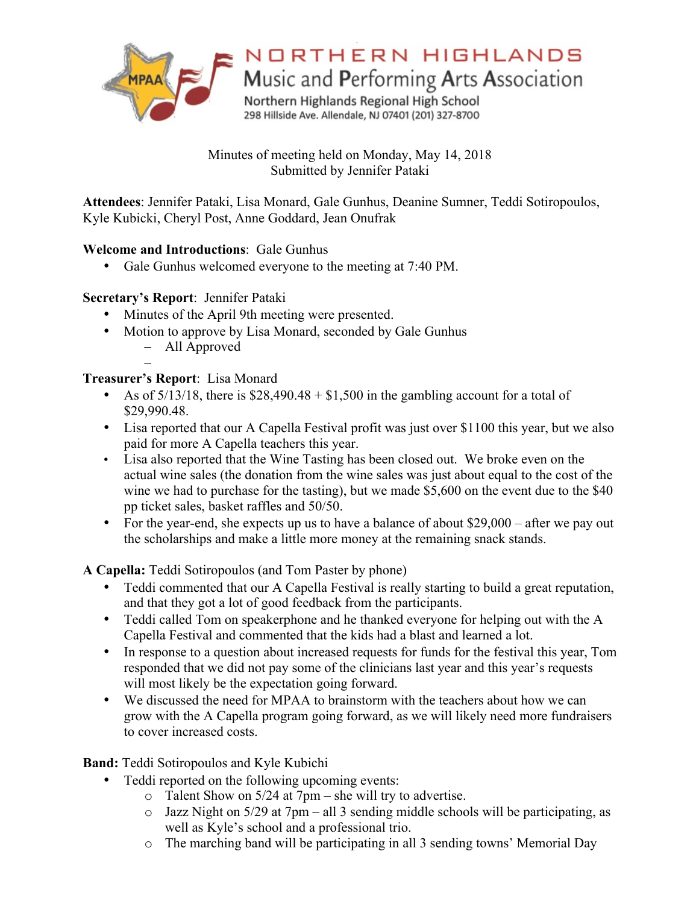# NORTHERN HIGHLANDS

## Music and Performing Arts Association

Northern Highlands Regional High School
298 Hillside Ave. Allendale, NJ 07401 (201) 327-8700

Minutes of meeting held on Monday, May 14, 2018
Submitted by Jennifer Pataki

**Attendees**: Jennifer Pataki, Lisa Monard, Gale Gunhus, Deanine Sumner, Teddi Sotiropoulos, Kyle Kubicki, Cheryl Post, Anne Goddard, Jean Onufrak

**Welcome and Introductions**: Gale Gunhus

- Gale Gunhus welcomed everyone to the meeting at 7:40 PM.

**Secretary's Report**: Jennifer Pataki

- Minutes of the April 9th meeting were presented.
- Motion to approve by Lisa Monard, seconded by Gale Gunhus
  - All Approved
  -

**Treasurer's Report**: Lisa Monard

- As of 5/13/18, there is $28,490.48 + $1,500 in the gambling account for a total of $29,990.48.
- Lisa reported that our A Capella Festival profit was just over $1100 this year, but we also paid for more A Capella teachers this year.
- Lisa also reported that the Wine Tasting has been closed out. We broke even on the actual wine sales (the donation from the wine sales was just about equal to the cost of the wine we had to purchase for the tasting), but we made $5,600 on the event due to the $40 pp ticket sales, basket raffles and 50/50.
- For the year-end, she expects up us to have a balance of about $29,000 – after we pay out the scholarships and make a little more money at the remaining snack stands.

**A Capella:** Teddi Sotiropoulos (and Tom Paster by phone)

- Teddi commented that our A Capella Festival is really starting to build a great reputation, and that they got a lot of good feedback from the participants.
- Teddi called Tom on speakerphone and he thanked everyone for helping out with the A Capella Festival and commented that the kids had a blast and learned a lot.
- In response to a question about increased requests for funds for the festival this year, Tom responded that we did not pay some of the clinicians last year and this year's requests will most likely be the expectation going forward.
- We discussed the need for MPAA to brainstorm with the teachers about how we can grow with the A Capella program going forward, as we will likely need more fundraisers to cover increased costs.

**Band:** Teddi Sotiropoulos and Kyle Kubichi

- Teddi reported on the following upcoming events:
  - Talent Show on 5/24 at 7pm – she will try to advertise.
  - Jazz Night on 5/29 at 7pm – all 3 sending middle schools will be participating, as well as Kyle's school and a professional trio.
  - The marching band will be participating in all 3 sending towns' Memorial Day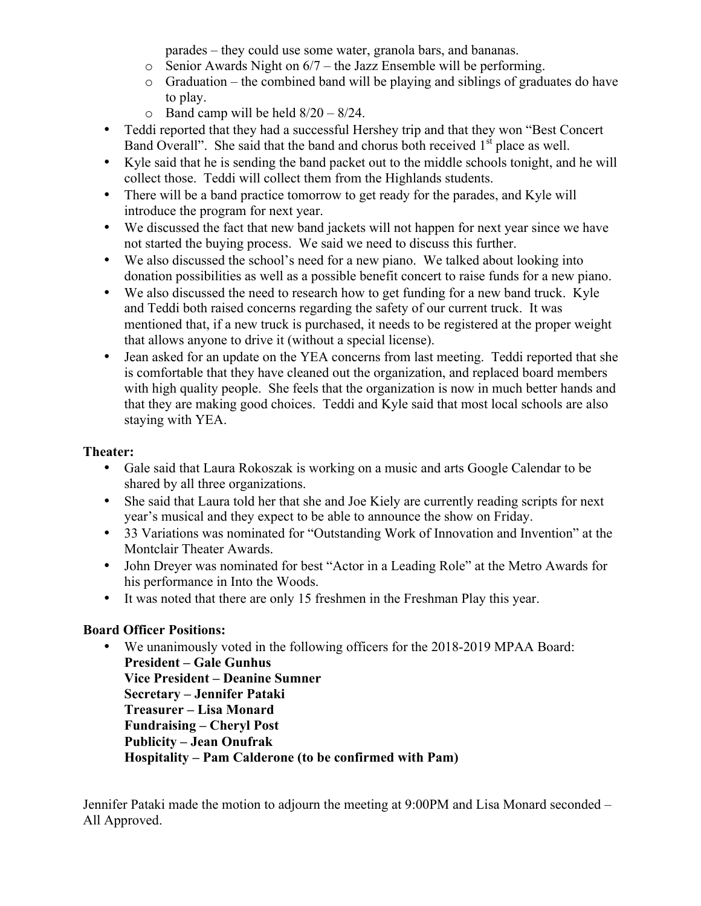parades – they could use some water, granola bars, and bananas.

  - Senior Awards Night on 6/7 – the Jazz Ensemble will be performing.
  - Graduation – the combined band will be playing and siblings of graduates do have to play.
  - Band camp will be held 8/20 – 8/24.
- Teddi reported that they had a successful Hershey trip and that they won "Best Concert Band Overall". She said that the band and chorus both received 1st place as well.
- Kyle said that he is sending the band packet out to the middle schools tonight, and he will collect those. Teddi will collect them from the Highlands students.
- There will be a band practice tomorrow to get ready for the parades, and Kyle will introduce the program for next year.
- We discussed the fact that new band jackets will not happen for next year since we have not started the buying process. We said we need to discuss this further.
- We also discussed the school's need for a new piano. We talked about looking into donation possibilities as well as a possible benefit concert to raise funds for a new piano.
- We also discussed the need to research how to get funding for a new band truck. Kyle and Teddi both raised concerns regarding the safety of our current truck. It was mentioned that, if a new truck is purchased, it needs to be registered at the proper weight that allows anyone to drive it (without a special license).
- Jean asked for an update on the YEA concerns from last meeting. Teddi reported that she is comfortable that they have cleaned out the organization, and replaced board members with high quality people. She feels that the organization is now in much better hands and that they are making good choices. Teddi and Kyle said that most local schools are also staying with YEA.

**Theater:**

- Gale said that Laura Rokoszak is working on a music and arts Google Calendar to be shared by all three organizations.
- She said that Laura told her that she and Joe Kiely are currently reading scripts for next year's musical and they expect to be able to announce the show on Friday.
- 33 Variations was nominated for "Outstanding Work of Innovation and Invention" at the Montclair Theater Awards.
- John Dreyer was nominated for best "Actor in a Leading Role" at the Metro Awards for his performance in Into the Woods.
- It was noted that there are only 15 freshmen in the Freshman Play this year.

**Board Officer Positions:**

- We unanimously voted in the following officers for the 2018-2019 MPAA Board:
  **President – Gale Gunhus**
  **Vice President – Deanine Sumner**
  **Secretary – Jennifer Pataki**
  **Treasurer – Lisa Monard**
  **Fundraising – Cheryl Post**
  **Publicity – Jean Onufrak**
  **Hospitality – Pam Calderone (to be confirmed with Pam)**

Jennifer Pataki made the motion to adjourn the meeting at 9:00PM and Lisa Monard seconded – All Approved.